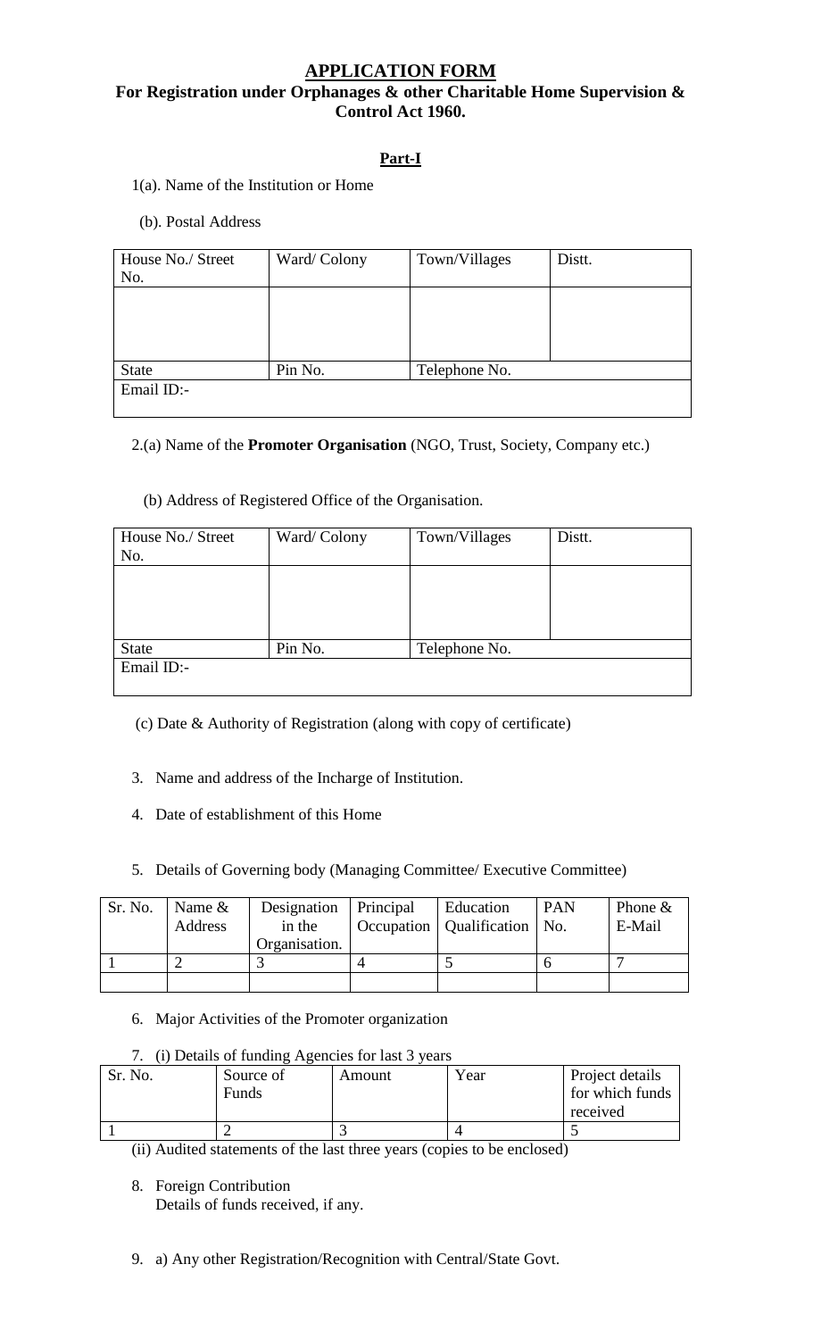## APPLICATION FORM

### For Registration under Orphanages & other Charitable Home Supervision & Control Act 1960.

### Part-I

1(a). Name of the Institution or Home

(b). Postal Address

| House No./ Street No. | Ward/ Colony | Town/Villages | Distt. |
|---|---|---|---|
| | | | |
| State | Pin No. | Telephone No. | |
| Email ID:- | | | |

2.(a) Name of the **Promoter Organisation** (NGO, Trust, Society, Company etc.)

(b) Address of Registered Office of the Organisation.

| House No./ Street No. | Ward/ Colony | Town/Villages | Distt. |
|---|---|---|---|
| | | | |
| State | Pin No. | Telephone No. | |
| Email ID:- | | | |

(c) Date & Authority of Registration (along with copy of certificate)

3. Name and address of the Incharge of Institution.

4. Date of establishment of this Home

5. Details of Governing body (Managing Committee/ Executive Committee)

| Sr. No. | Name & Address | Designation in the Organisation. | Principal Occupation | Education Qualification | PAN No. | Phone & E-Mail |
|---|---|---|---|---|---|---|
| 1 | 2 | 3 | 4 | 5 | 6 | 7 |
| | | | | | | |

6. Major Activities of the Promoter organization

7. (i) Details of funding Agencies for last 3 years

| Sr. No. | Source of Funds | Amount | Year | Project details for which funds received |
|---|---|---|---|---|
| 1 | 2 | 3 | 4 | 5 |

(ii) Audited statements of the last three years (copies to be enclosed)

8. Foreign Contribution
   Details of funds received, if any.

9. a) Any other Registration/Recognition with Central/State Govt.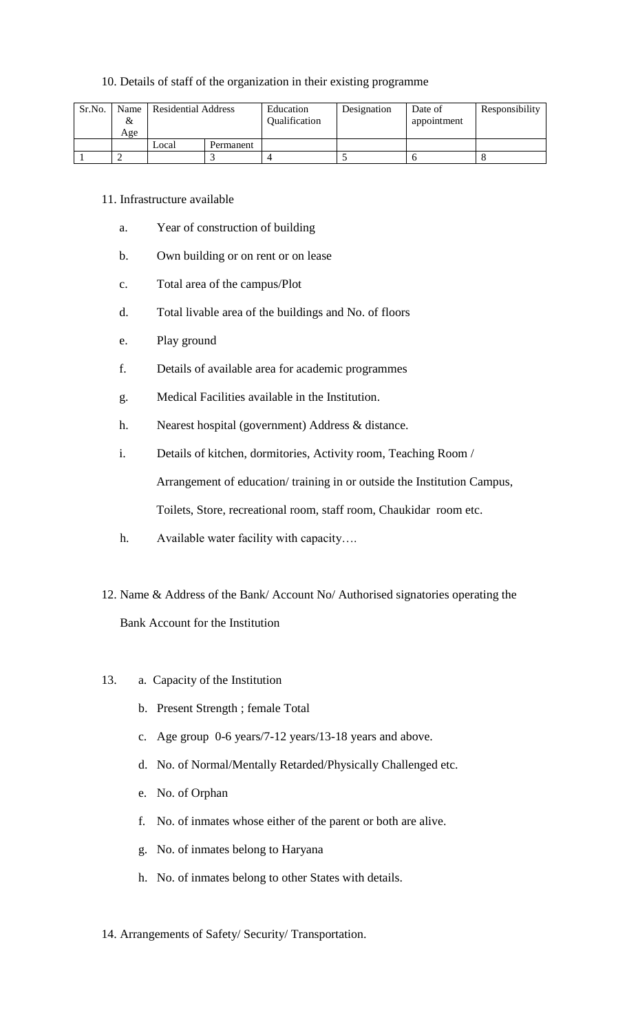10. Details of staff of the organization in their existing programme

| Sr.No. | Name & Age | Residential Address | | Education Qualification | Designation | Date of appointment | Responsibility |
|---|---|---|---|---|---|---|---|
| | | Local | Permanent | | | | |
| 1 | 2 | | 3 | 4 | 5 | 6 | 8 |

11. Infrastructure available

  a. Year of construction of building

  b. Own building or on rent or on lease

  c. Total area of the campus/Plot

  d. Total livable area of the buildings and No. of floors

  e. Play ground

  f. Details of available area for academic programmes

  g. Medical Facilities available in the Institution.

  h. Nearest hospital (government) Address & distance.

  i. Details of kitchen, dormitories, Activity room, Teaching Room / Arrangement of education/ training in or outside the Institution Campus, Toilets, Store, recreational room, staff room, Chaukidar room etc.

  h. Available water facility with capacity….

12. Name & Address of the Bank/ Account No/ Authorised signatories operating the Bank Account for the Institution

13. a. Capacity of the Institution

  b. Present Strength ; female Total

  c. Age group 0-6 years/7-12 years/13-18 years and above.

  d. No. of Normal/Mentally Retarded/Physically Challenged etc.

  e. No. of Orphan

  f. No. of inmates whose either of the parent or both are alive.

  g. No. of inmates belong to Haryana

  h. No. of inmates belong to other States with details.

14. Arrangements of Safety/ Security/ Transportation.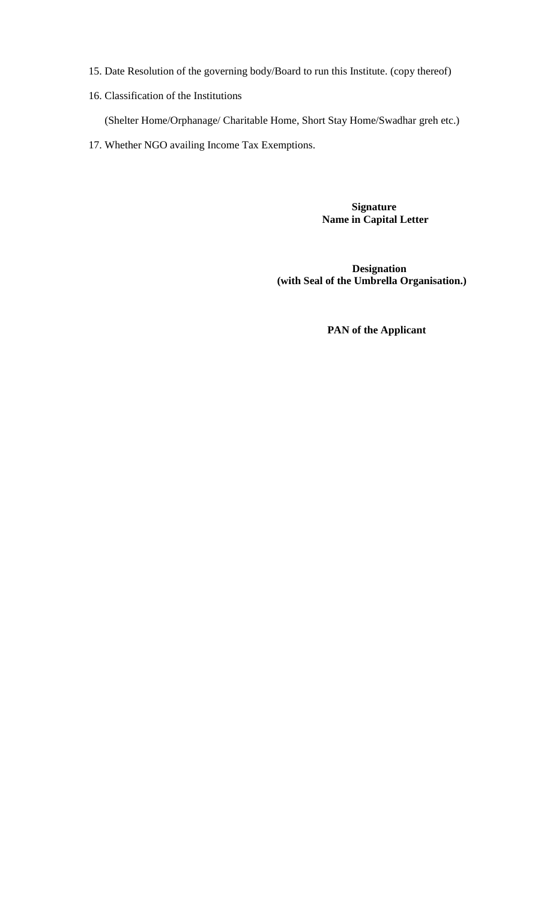15. Date Resolution of the governing body/Board to run this Institute. (copy thereof)

16. Classification of the Institutions

    (Shelter Home/Orphanage/ Charitable Home, Short Stay Home/Swadhar greh etc.)

17. Whether NGO availing Income Tax Exemptions.

**Signature**
**Name in Capital Letter**

**Designation**
**(with Seal of the Umbrella Organisation.)**

**PAN of the Applicant**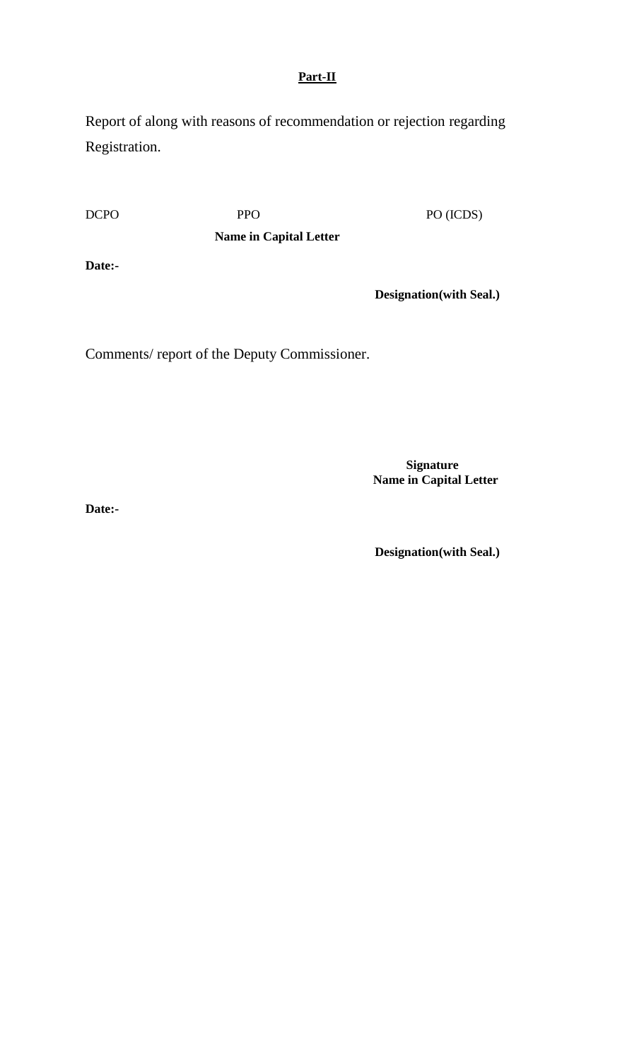**Part-II**

Report of along with reasons of recommendation or rejection regarding Registration.

DCPO PPO PO (ICDS)

**Name in Capital Letter**

**Date:-**

**Designation(with Seal.)**

Comments/ report of the Deputy Commissioner.

**Signature**
**Name in Capital Letter**

**Date:-**

**Designation(with Seal.)**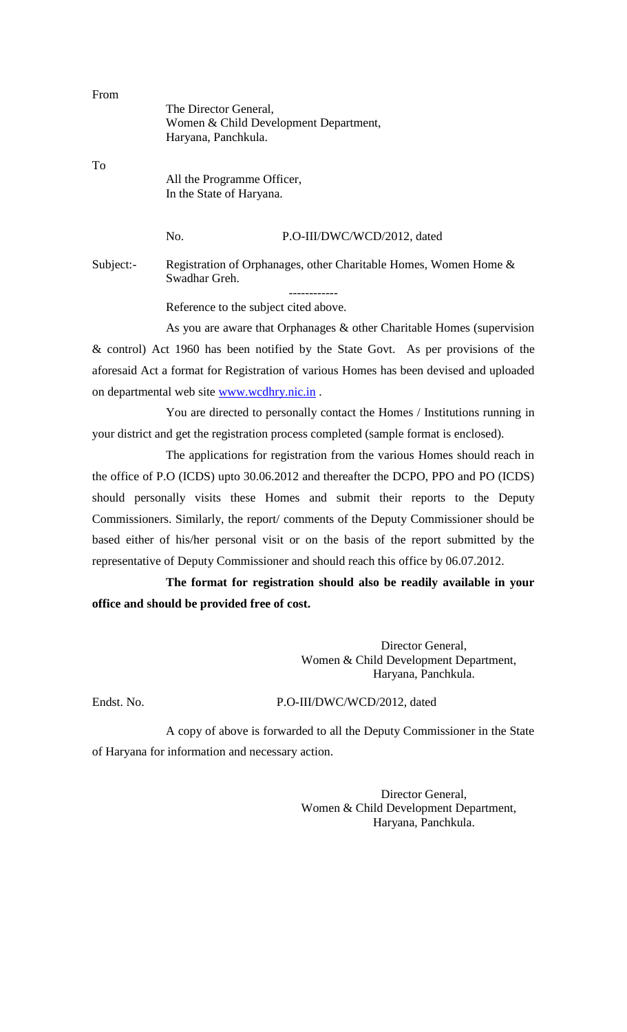From

The Director General,
Women & Child Development Department,
Haryana, Panchkula.

To

All the Programme Officer,
In the State of Haryana.

No. P.O-III/DWC/WCD/2012, dated

Subject:- Registration of Orphanages, other Charitable Homes, Women Home & Swadhar Greh.

------------

Reference to the subject cited above.

As you are aware that Orphanages & other Charitable Homes (supervision & control) Act 1960 has been notified by the State Govt. As per provisions of the aforesaid Act a format for Registration of various Homes has been devised and uploaded on departmental web site www.wcdhry.nic.in .

You are directed to personally contact the Homes / Institutions running in your district and get the registration process completed (sample format is enclosed).

The applications for registration from the various Homes should reach in the office of P.O (ICDS) upto 30.06.2012 and thereafter the DCPO, PPO and PO (ICDS) should personally visits these Homes and submit their reports to the Deputy Commissioners. Similarly, the report/ comments of the Deputy Commissioner should be based either of his/her personal visit or on the basis of the report submitted by the representative of Deputy Commissioner and should reach this office by 06.07.2012.

**The format for registration should also be readily available in your office and should be provided free of cost.**

Director General,
Women & Child Development Department,
Haryana, Panchkula.

Endst. No. P.O-III/DWC/WCD/2012, dated

A copy of above is forwarded to all the Deputy Commissioner in the State of Haryana for information and necessary action.

Director General,
Women & Child Development Department,
Haryana, Panchkula.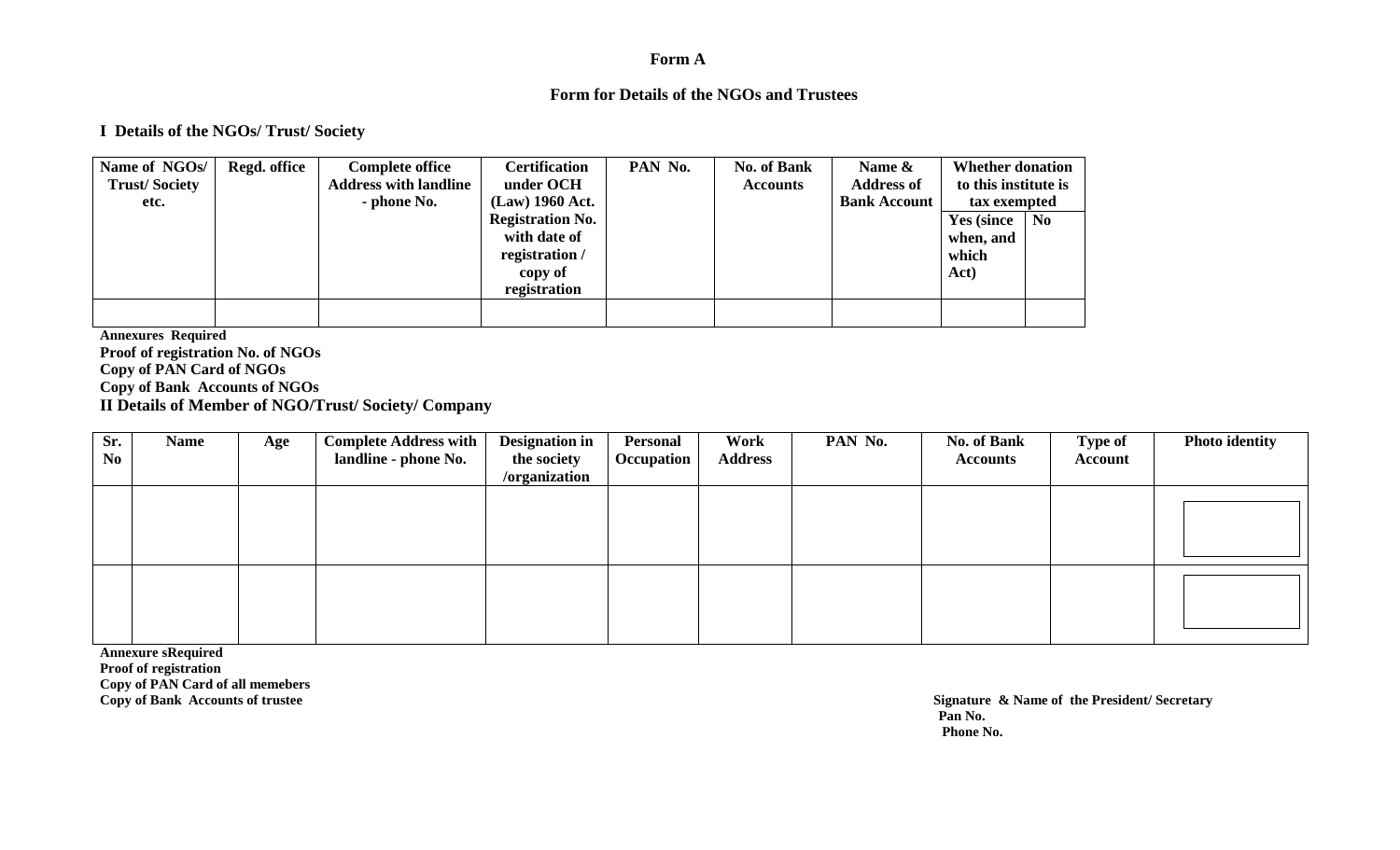**Form A**

**Form for Details of the NGOs and Trustees**

**I Details of the NGOs/ Trust/ Society**

| Name of NGOs/ Trust/ Society etc. | Regd. office | Complete office Address with landline - phone No. | Certification under OCH (Law) 1960 Act. Registration No. with date of registration / copy of registration | PAN No. | No. of Bank Accounts | Name & Address of Bank Account | Whether donation to this institute is tax exempted | |
|---|---|---|---|---|---|---|---|---|
| | | | | | | | Yes (since when, and which Act) | No |
| | | | | | | | | |

**Annexures Required**
**Proof of registration No. of NGOs**
**Copy of PAN Card of NGOs**
**Copy of Bank Accounts of NGOs**

**II Details of Member of NGO/Trust/ Society/ Company**

| Sr. No | Name | Age | Complete Address with landline - phone No. | Designation in the society /organization | Personal Occupation | Work Address | PAN No. | No. of Bank Accounts | Type of Account | Photo identity |
|---|---|---|---|---|---|---|---|---|---|---|
| | | | | | | | | | | |
| | | | | | | | | | | |

**Annexure sRequired**
**Proof of registration**
**Copy of PAN Card of all memebers**
**Copy of Bank Accounts of trustee**

**Signature & Name of the President/ Secretary**
**Pan No.**
**Phone No.**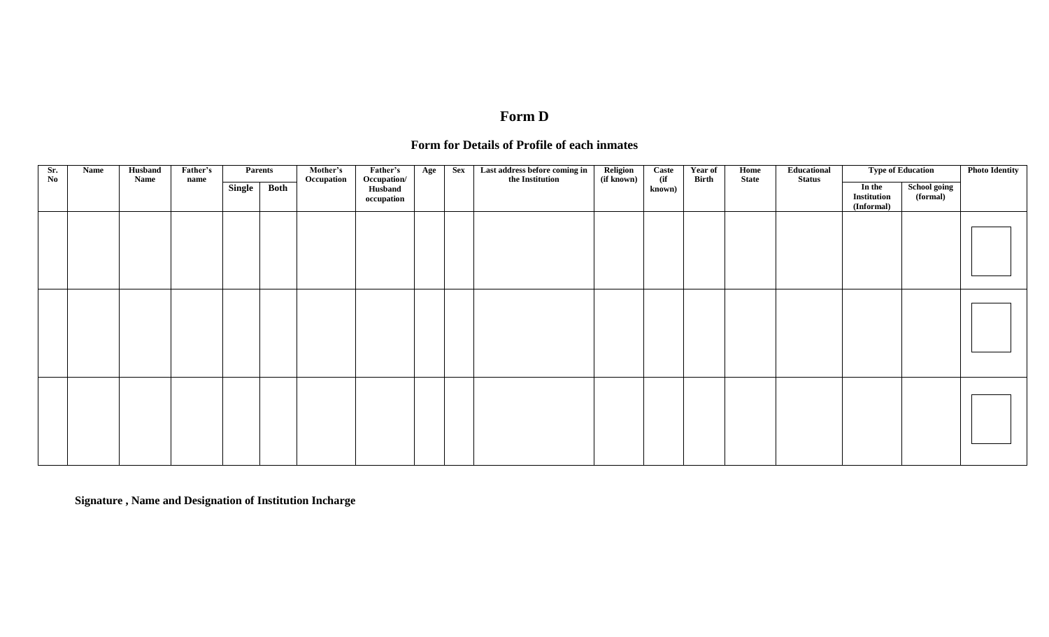# Form D

## Form for Details of Profile of each inmates

| Sr. No | Name | Husband Name | Father's name | Parents | | Mother's Occupation | Father's Occupation/ Husband occupation | Age | Sex | Last address before coming in the Institution | Religion (if known) | Caste (if known) | Year of Birth | Home State | Educational Status | Type of Education | | Photo Identity |
|---|---|---|---|---|---|---|---|---|---|---|---|---|---|---|---|---|---|---|
| | | | | Single | Both | | | | | | | | | | | In the Institution (Informal) | School going (formal) | |
| | | | | | | | | | | | | | | | | | | |
| | | | | | | | | | | | | | | | | | | |
| | | | | | | | | | | | | | | | | | | |

**Signature , Name and Designation of Institution Incharge**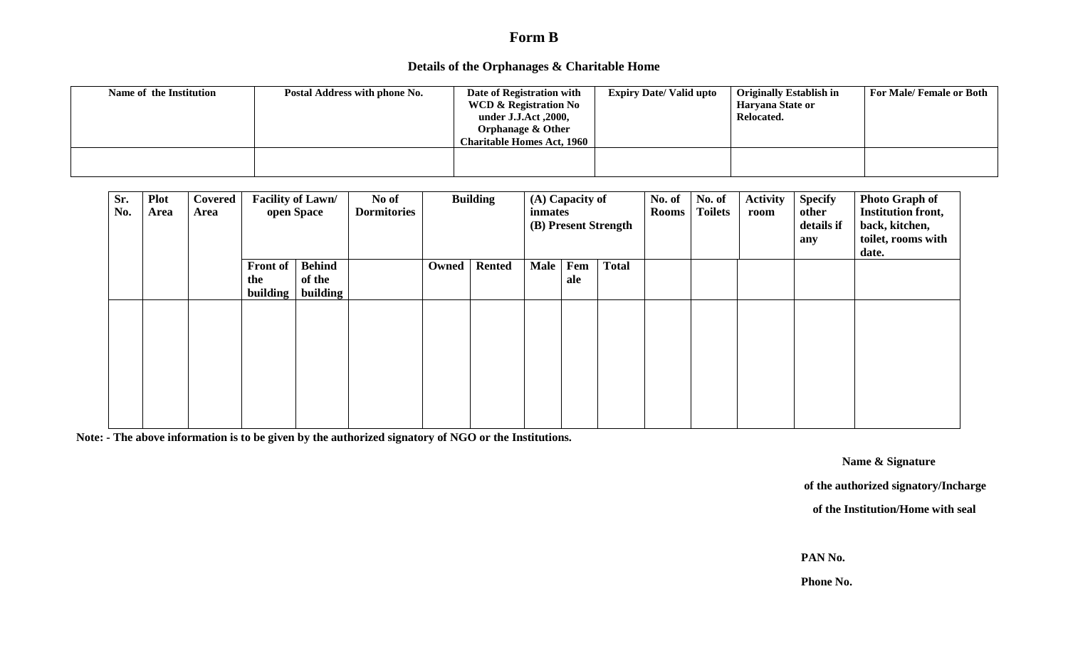# Form B

## Details of the Orphanages & Charitable Home

| Name of the Institution | Postal Address with phone No. | Date of Registration with WCD & Registration No under J.J.Act ,2000, Orphanage & Other Charitable Homes Act, 1960 | Expiry Date/ Valid upto | Originally Establish in Haryana State or Relocated. | For Male/ Female or Both |
|---|---|---|---|---|---|
| | | | | | |

| Sr. No. | Plot Area | Covered Area | Facility of Lawn/ open Space | | No of Dormitories | Building | | (A) Capacity of inmates (B) Present Strength | | | No. of Rooms | No. of Toilets | Activity room | Specify other details if any | Photo Graph of Institution front, back, kitchen, toilet, rooms with date. |
|---|---|---|---|---|---|---|---|---|---|---|---|---|---|---|---|
| | | | Front of the building | Behind of the building | | Owned | Rented | Male | Female | Total | | | | | |
| | | | | | | | | | | | | | | | |

**Note: - The above information is to be given by the authorized signatory of NGO or the Institutions.**

**Name & Signature**

**of the authorized signatory/Incharge**

**of the Institution/Home with seal**

**PAN No.**

**Phone No.**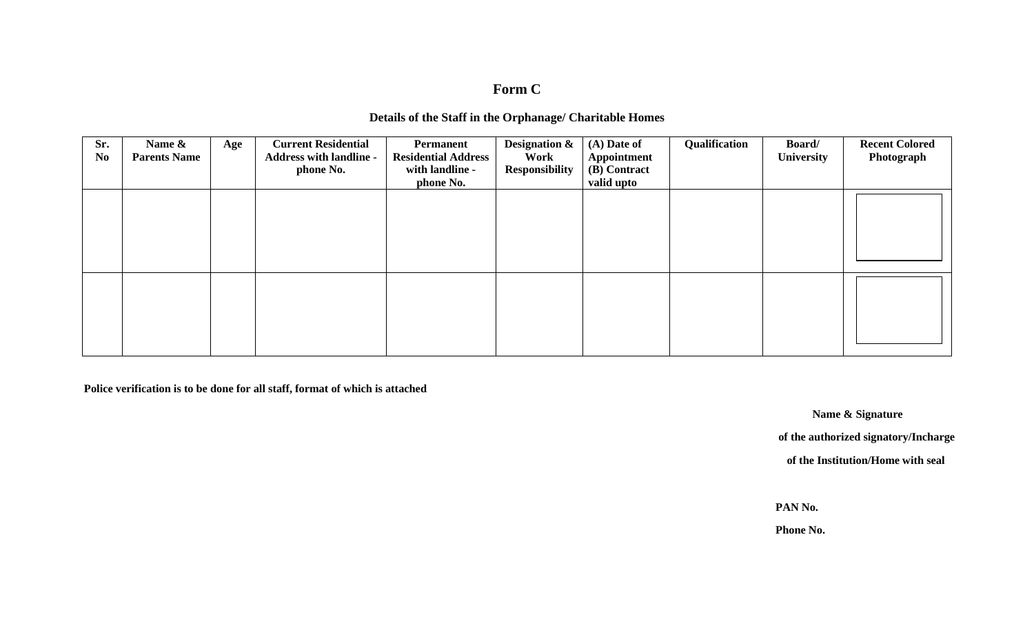# Form C

## Details of the Staff in the Orphanage/ Charitable Homes

| Sr. No | Name & Parents Name | Age | Current Residential Address with landline - phone No. | Permanent Residential Address with landline - phone No. | Designation & Work Responsibility | (A) Date of Appointment (B) Contract valid upto | Qualification | Board/ University | Recent Colored Photograph |
|---|---|---|---|---|---|---|---|---|---|
| | | | | | | | | | |
| | | | | | | | | | |

**Police verification is to be done for all staff, format of which is attached**

**Name & Signature**

**of the authorized signatory/Incharge**

**of the Institution/Home with seal**

**PAN No.**

**Phone No.**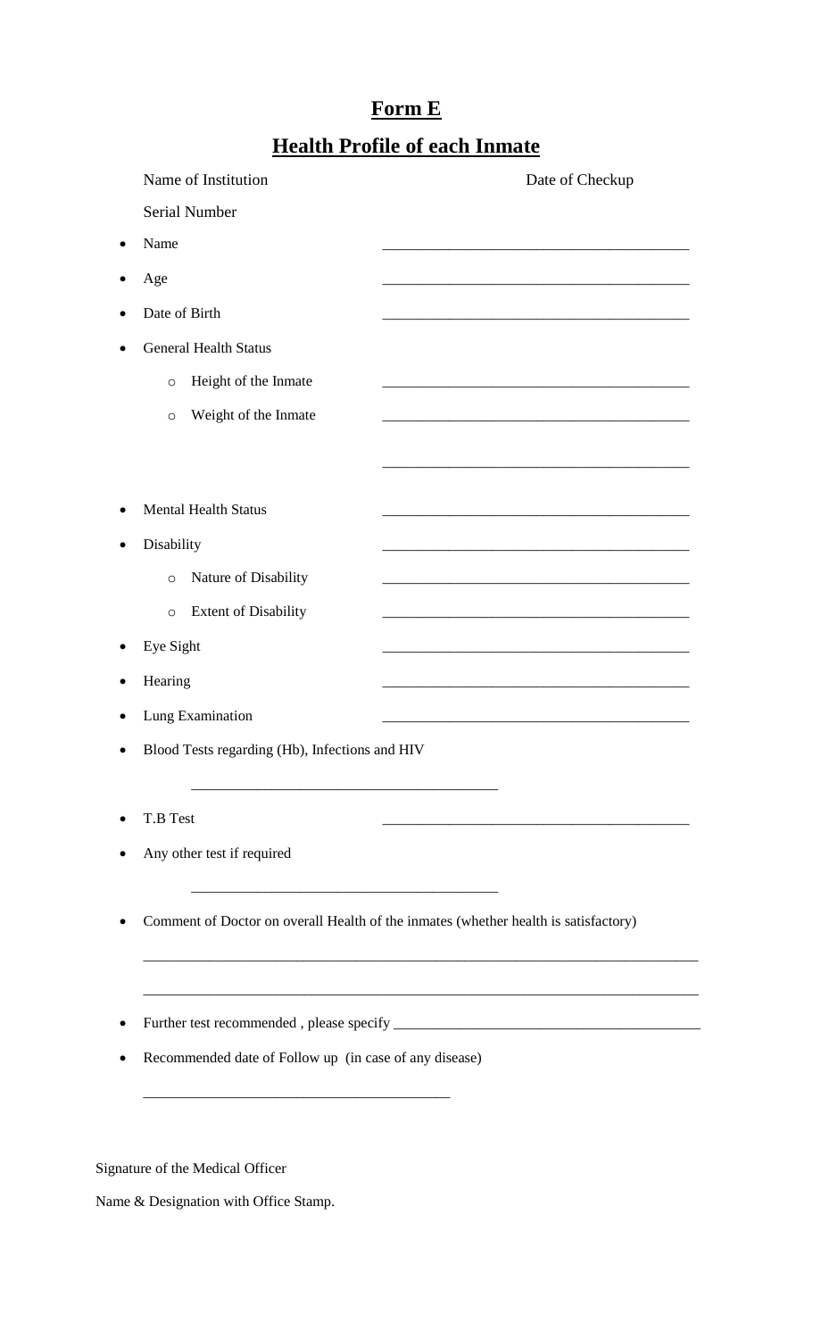# Form E

## Health Profile of each Inmate

Name of Institution Date of Checkup

Serial Number

- Name ________________________________________
- Age ________________________________________
- Date of Birth ________________________________________
- General Health Status
  - Height of the Inmate ________________________________________
  - Weight of the Inmate ________________________________________

  ________________________________________

- Mental Health Status ________________________________________
- Disability ________________________________________
  - Nature of Disability ________________________________________
  - Extent of Disability ________________________________________
- Eye Sight ________________________________________
- Hearing ________________________________________
- Lung Examination ________________________________________
- Blood Tests regarding (Hb), Infections and HIV

  ________________________________________

- T.B Test ________________________________________
- Any other test if required

  ________________________________________

- Comment of Doctor on overall Health of the inmates (whether health is satisfactory)

  ____________________________________________________________________________

  ____________________________________________________________________________

- Further test recommended , please specify ________________________________________
- Recommended date of Follow up (in case of any disease)

  ________________________________________

Signature of the Medical Officer

Name & Designation with Office Stamp.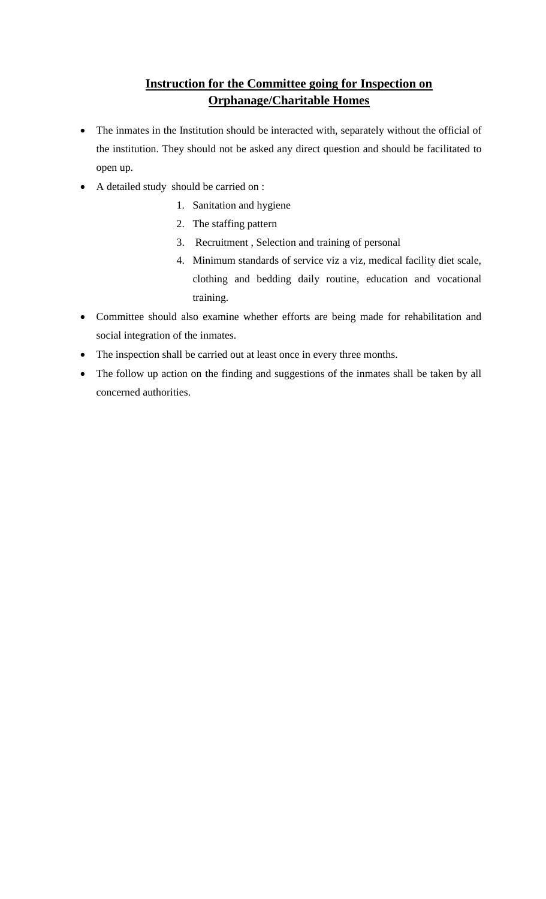## Instruction for the Committee going for Inspection on Orphanage/Charitable Homes

- The inmates in the Institution should be interacted with, separately without the official of the institution. They should not be asked any direct question and should be facilitated to open up.
- A detailed study should be carried on :
    1. Sanitation and hygiene
    2. The staffing pattern
    3. Recruitment , Selection and training of personal
    4. Minimum standards of service viz a viz, medical facility diet scale, clothing and bedding daily routine, education and vocational training.
- Committee should also examine whether efforts are being made for rehabilitation and social integration of the inmates.
- The inspection shall be carried out at least once in every three months.
- The follow up action on the finding and suggestions of the inmates shall be taken by all concerned authorities.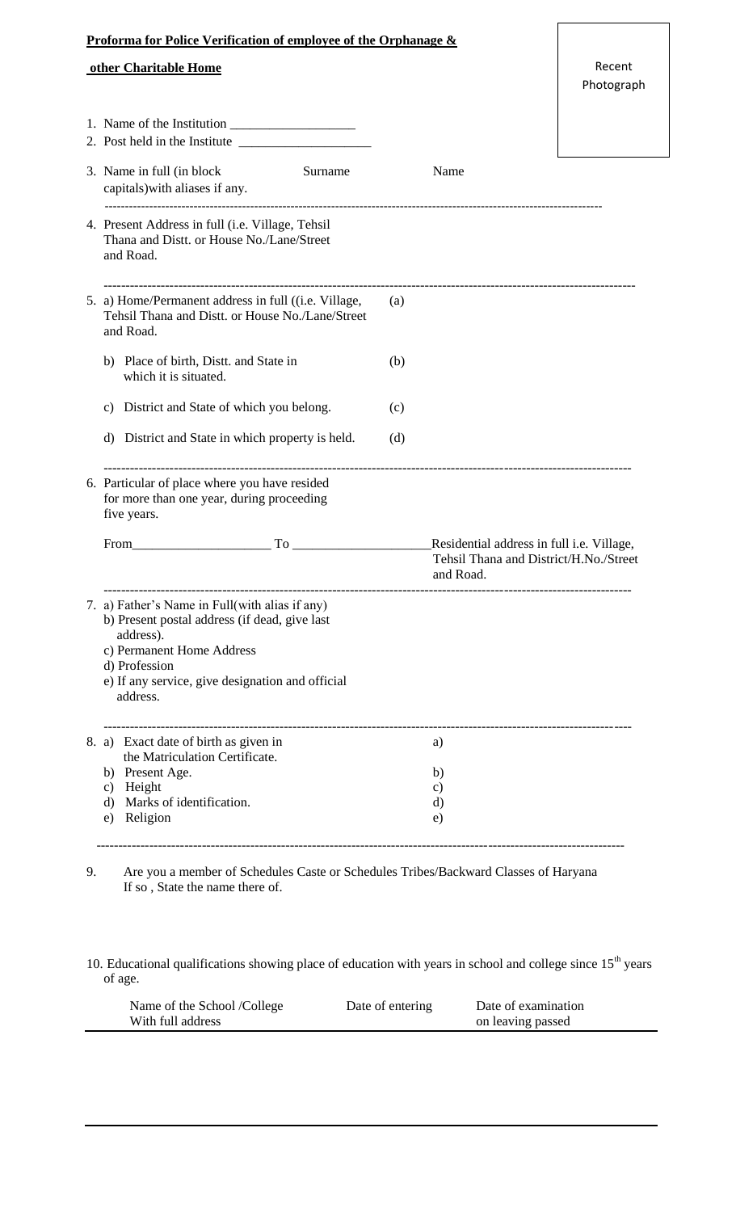**Proforma for Police Verification of employee of the Orphanage & other Charitable Home**

Recent Photograph

1. Name of the Institution ___________________
2. Post held in the Institute ____________________
3. Name in full (in block capitals)with aliases if any. Surname Name

---

4. Present Address in full (i.e. Village, Tehsil Thana and Distt. or House No./Lane/Street and Road.

---

5. a) Home/Permanent address in full ((i.e. Village, Tehsil Thana and Distt. or House No./Lane/Street and Road. (a)

   b) Place of birth, Distt. and State in which it is situated. (b)

   c) District and State of which you belong. (c)

   d) District and State in which property is held. (d)

---

6. Particular of place where you have resided for more than one year, during proceeding five years.

   From____________________ To ____________________Residential address in full i.e. Village, Tehsil Thana and District/H.No./Street and Road.

---

7. a) Father's Name in Full(with alias if any)
   b) Present postal address (if dead, give last address).
   c) Permanent Home Address
   d) Profession
   e) If any service, give designation and official address.

---

8. a) Exact date of birth as given in the Matriculation Certificate. a)
   b) Present Age. b)
   c) Height c)
   d) Marks of identification. d)
   e) Religion e)

---

9. Are you a member of Schedules Caste or Schedules Tribes/Backward Classes of Haryana If so , State the name there of.

10. Educational qualifications showing place of education with years in school and college since 15th years of age.

| Name of the School /College With full address | Date of entering | Date of examination on leaving passed |
|---|---|---|
| | | |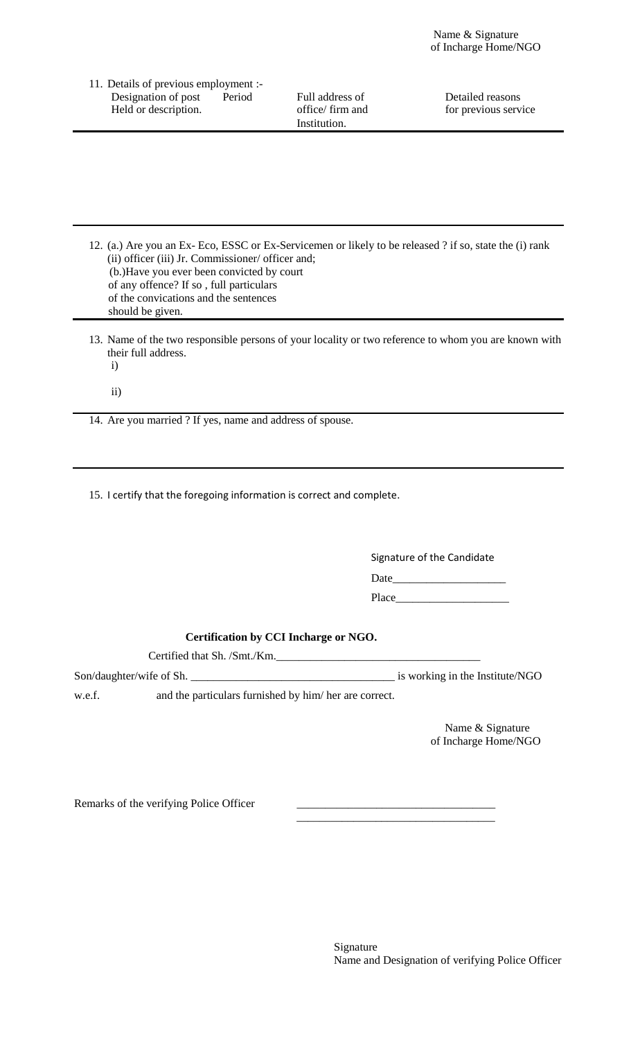Name & Signature
of Incharge Home/NGO

11. Details of previous employment :-

| Designation of post Held or description. | Period | Full address of office/ firm and Institution. | Detailed reasons for previous service |
|---|---|---|---|
| | | | |

12. (a.) Are you an Ex- Eco, ESSC or Ex-Servicemen or likely to be released ? if so, state the (i) rank (ii) officer (iii) Jr. Commissioner/ officer and;
    (b.)Have you ever been convicted by court of any offence? If so , full particulars of the convications and the sentences should be given.

13. Name of the two responsible persons of your locality or two reference to whom you are known with their full address.
    i)
    ii)

14. Are you married ? If yes, name and address of spouse.

15. I certify that the foregoing information is correct and complete.

Signature of the Candidate

Date____________________

Place____________________

**Certification by CCI Incharge or NGO.**

Certified that Sh. /Smt./Km.___________________________________

Son/daughter/wife of Sh. ___________________________________ is working in the Institute/NGO

w.e.f. and the particulars furnished by him/ her are correct.

Name & Signature
of Incharge Home/NGO

Remarks of the verifying Police Officer ___________________________________
___________________________________

Signature
Name and Designation of verifying Police Officer